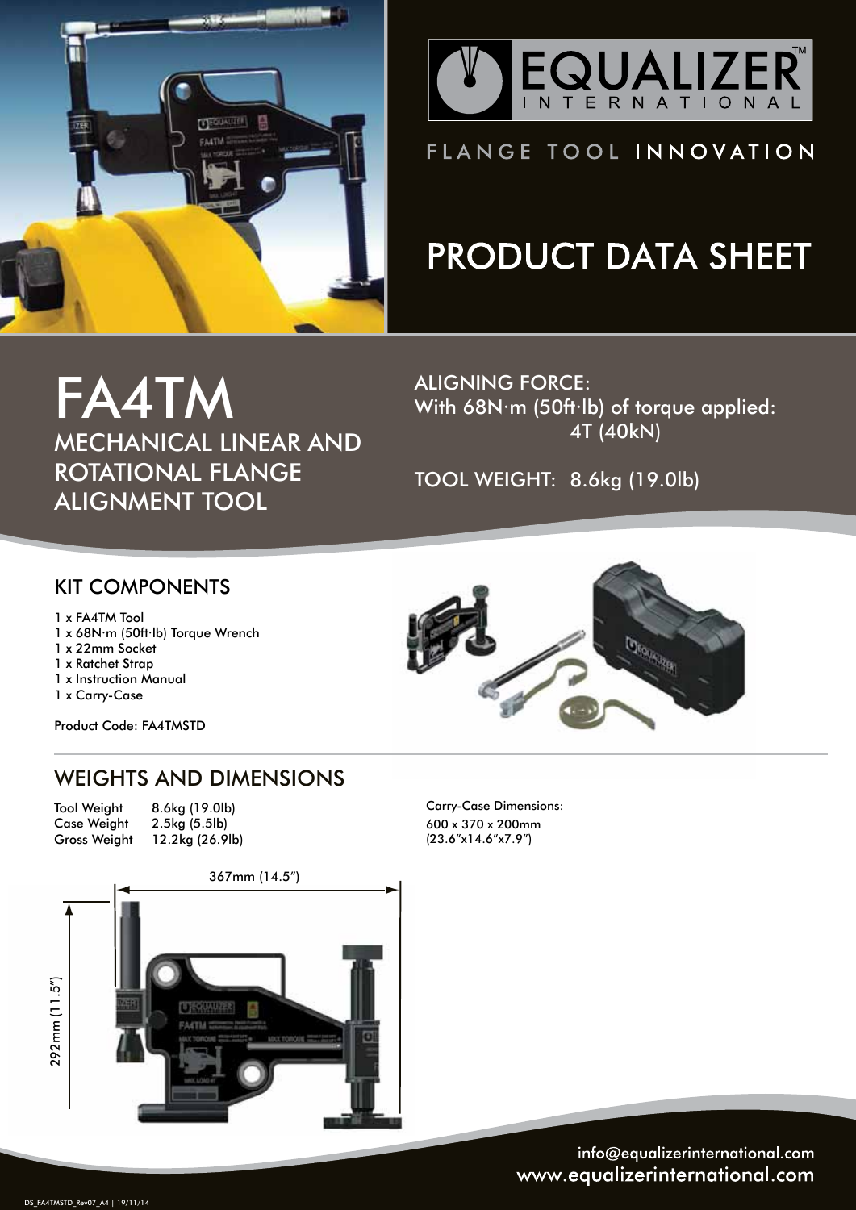EQUALIZER™ INTERNATIONAL

FLANGE TOOL INNOVATION

# PRODUCT DATA SHEET

# FA4TM

## MECHANICAL LINEAR AND ROTATIONAL FLANGE ALIGNMENT TOOL

ALIGNING FORCE:
With 68N·m (50ft·lb) of torque applied: 4T (40kN)

TOOL WEIGHT: 8.6kg (19.0lb)

## KIT COMPONENTS

1 x FA4TM Tool
1 x 68N·m (50ft·lb) Torque Wrench
1 x 22mm Socket
1 x Ratchet Strap
1 x Instruction Manual
1 x Carry-Case

Product Code: FA4TMSTD

## WEIGHTS AND DIMENSIONS

| | |
|---|---|
| Tool Weight | 8.6kg (19.0lb) |
| Case Weight | 2.5kg (5.5lb) |
| Gross Weight | 12.2kg (26.9lb) |

Carry-Case Dimensions:
600 x 370 x 200mm
(23.6"x14.6"x7.9")

367mm (14.5")

292mm (11.5")

info@equalizerinternational.com
www.equalizerinternational.com

DS_FA4TMSTD_Rev07_A4 | 19/11/14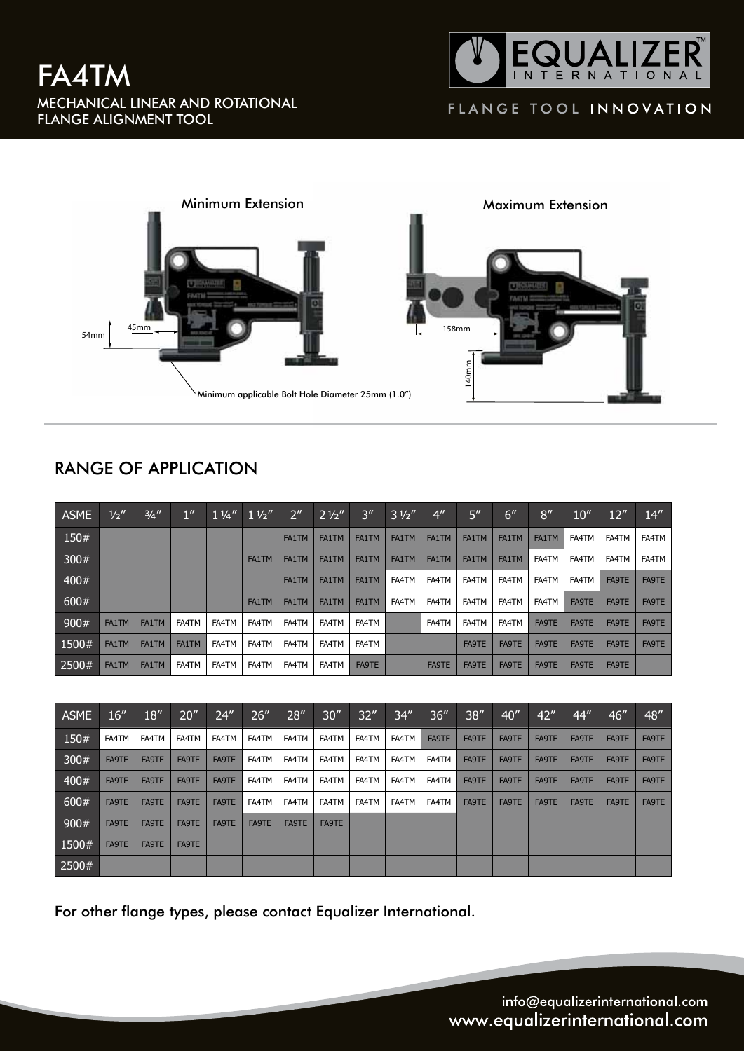# FA4TM

MECHANICAL LINEAR AND ROTATIONAL FLANGE ALIGNMENT TOOL

EQUALIZER INTERNATIONAL

FLANGE TOOL INNOVATION

Minimum Extension

54mm

45mm

Minimum applicable Bolt Hole Diameter 25mm (1.0")

Maximum Extension

158mm

140mm

## RANGE OF APPLICATION

| ASME | ½" | ¾" | 1" | 1 ¼" | 1 ½" | 2" | 2 ½" | 3" | 3 ½" | 4" | 5" | 6" | 8" | 10" | 12" | 14" |
|---|---|---|---|---|---|---|---|---|---|---|---|---|---|---|---|---|
| 150# | | | | | | FA1TM | FA1TM | FA1TM | FA1TM | FA1TM | FA1TM | FA1TM | FA1TM | FA4TM | FA4TM | FA4TM |
| 300# | | | | | FA1TM | FA1TM | FA1TM | FA1TM | FA1TM | FA1TM | FA1TM | FA1TM | FA4TM | FA4TM | FA4TM | FA4TM |
| 400# | | | | | | FA1TM | FA1TM | FA1TM | FA4TM | FA4TM | FA4TM | FA4TM | FA4TM | FA4TM | FA9TE | FA9TE |
| 600# | | | | | FA1TM | FA1TM | FA1TM | FA1TM | FA4TM | FA4TM | FA4TM | FA4TM | FA4TM | FA9TE | FA9TE | FA9TE |
| 900# | FA1TM | FA1TM | FA4TM | FA4TM | FA4TM | FA4TM | FA4TM | FA4TM | | FA4TM | FA4TM | FA4TM | FA9TE | FA9TE | FA9TE | FA9TE |
| 1500# | FA1TM | FA1TM | FA1TM | FA4TM | FA4TM | FA4TM | FA4TM | FA4TM | | | FA9TE | FA9TE | FA9TE | FA9TE | FA9TE | FA9TE |
| 2500# | FA1TM | FA1TM | FA4TM | FA4TM | FA4TM | FA4TM | FA4TM | FA9TE | | FA9TE | FA9TE | FA9TE | FA9TE | FA9TE | FA9TE | |

| ASME | 16" | 18" | 20" | 24" | 26" | 28" | 30" | 32" | 34" | 36" | 38" | 40" | 42" | 44" | 46" | 48" |
|---|---|---|---|---|---|---|---|---|---|---|---|---|---|---|---|---|
| 150# | FA4TM | FA4TM | FA4TM | FA4TM | FA4TM | FA4TM | FA4TM | FA4TM | FA4TM | FA9TE | FA9TE | FA9TE | FA9TE | FA9TE | FA9TE | FA9TE |
| 300# | FA9TE | FA9TE | FA9TE | FA9TE | FA4TM | FA4TM | FA4TM | FA4TM | FA4TM | FA4TM | FA9TE | FA9TE | FA9TE | FA9TE | FA9TE | FA9TE |
| 400# | FA9TE | FA9TE | FA9TE | FA9TE | FA4TM | FA4TM | FA4TM | FA4TM | FA4TM | FA4TM | FA9TE | FA9TE | FA9TE | FA9TE | FA9TE | FA9TE |
| 600# | FA9TE | FA9TE | FA9TE | FA9TE | FA4TM | FA4TM | FA4TM | FA4TM | FA4TM | FA4TM | FA9TE | FA9TE | FA9TE | FA9TE | FA9TE | FA9TE |
| 900# | FA9TE | FA9TE | FA9TE | FA9TE | FA9TE | FA9TE | FA9TE | | | | | | | | | |
| 1500# | FA9TE | FA9TE | FA9TE | | | | | | | | | | | | | |
| 2500# | | | | | | | | | | | | | | | | |

For other flange types, please contact Equalizer International.

info@equalizerinternational.com
www.equalizerinternational.com